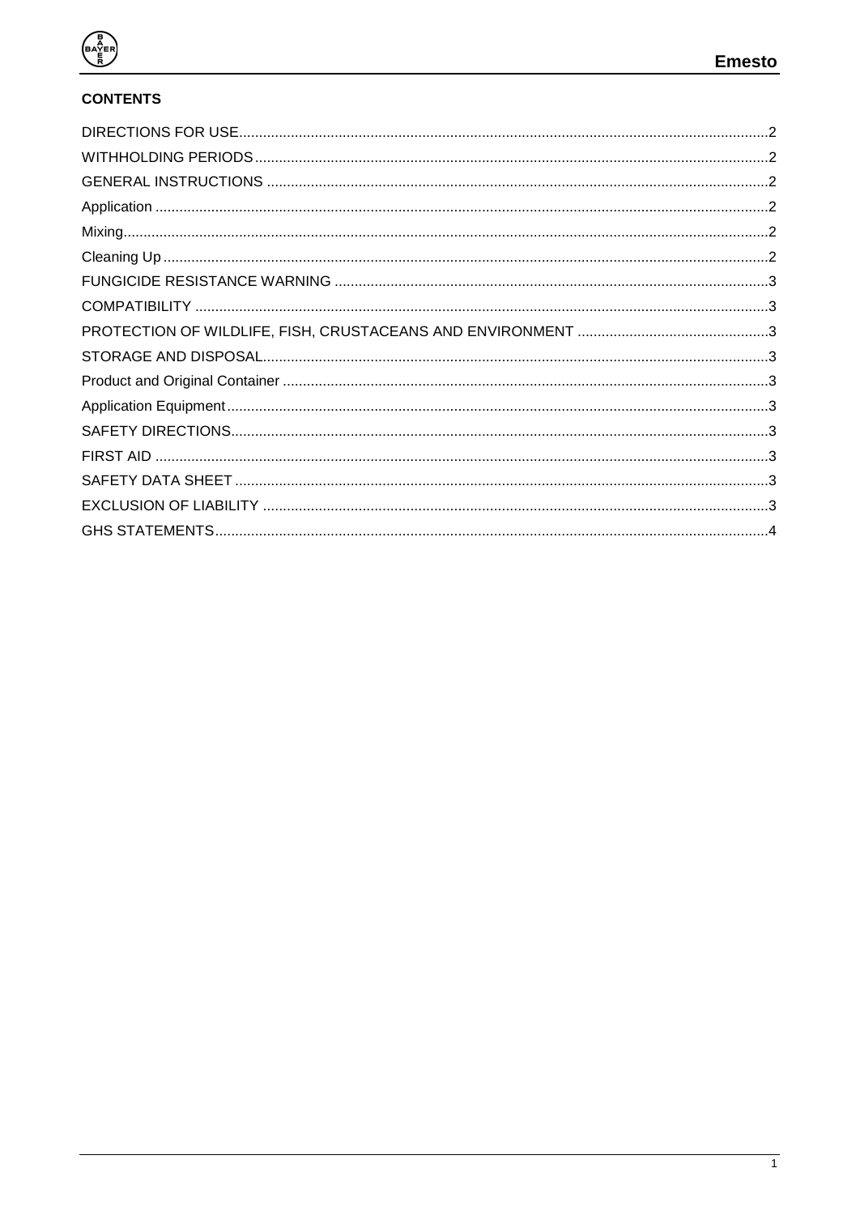## CONTENTS

DIRECTIONS FOR USE ..... 2
WITHHOLDING PERIODS ..... 2
GENERAL INSTRUCTIONS ..... 2
Application ..... 2
Mixing ..... 2
Cleaning Up ..... 2
FUNGICIDE RESISTANCE WARNING ..... 3
COMPATIBILITY ..... 3
PROTECTION OF WILDLIFE, FISH, CRUSTACEANS AND ENVIRONMENT ..... 3
STORAGE AND DISPOSAL ..... 3
Product and Original Container ..... 3
Application Equipment ..... 3
SAFETY DIRECTIONS ..... 3
FIRST AID ..... 3
SAFETY DATA SHEET ..... 3
EXCLUSION OF LIABILITY ..... 3
GHS STATEMENTS ..... 4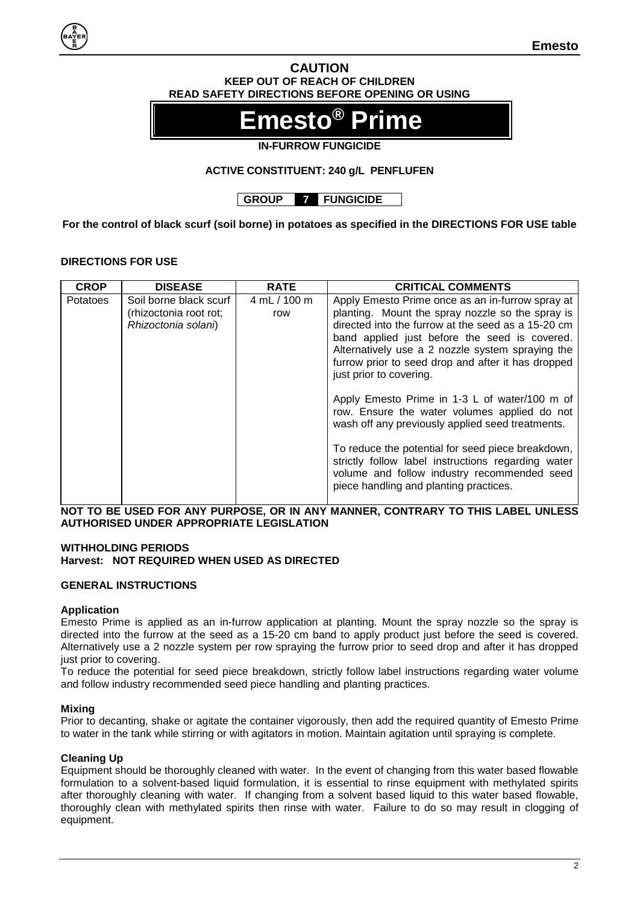**CAUTION**
**KEEP OUT OF REACH OF CHILDREN**
**READ SAFETY DIRECTIONS BEFORE OPENING OR USING**

# Emesto® Prime

**IN-FURROW FUNGICIDE**

**ACTIVE CONSTITUENT: 240 g/L PENFLUFEN**

**GROUP 7 FUNGICIDE**

**For the control of black scurf (soil borne) in potatoes as specified in the DIRECTIONS FOR USE table**

**DIRECTIONS FOR USE**

| CROP | DISEASE | RATE | CRITICAL COMMENTS |
|---|---|---|---|
| Potatoes | Soil borne black scurf (rhizoctonia root rot; *Rhizoctonia solani*) | 4 mL / 100 m row | Apply Emesto Prime once as an in-furrow spray at planting. Mount the spray nozzle so the spray is directed into the furrow at the seed as a 15-20 cm band applied just before the seed is covered. Alternatively use a 2 nozzle system spraying the furrow prior to seed drop and after it has dropped just prior to covering.<br><br>Apply Emesto Prime in 1-3 L of water/100 m of row. Ensure the water volumes applied do not wash off any previously applied seed treatments.<br><br>To reduce the potential for seed piece breakdown, strictly follow label instructions regarding water volume and follow industry recommended seed piece handling and planting practices. |

**NOT TO BE USED FOR ANY PURPOSE, OR IN ANY MANNER, CONTRARY TO THIS LABEL UNLESS AUTHORISED UNDER APPROPRIATE LEGISLATION**

**WITHHOLDING PERIODS**
**Harvest: NOT REQUIRED WHEN USED AS DIRECTED**

**GENERAL INSTRUCTIONS**

**Application**
Emesto Prime is applied as an in-furrow application at planting. Mount the spray nozzle so the spray is directed into the furrow at the seed as a 15-20 cm band to apply product just before the seed is covered. Alternatively use a 2 nozzle system per row spraying the furrow prior to seed drop and after it has dropped just prior to covering.
To reduce the potential for seed piece breakdown, strictly follow label instructions regarding water volume and follow industry recommended seed piece handling and planting practices.

**Mixing**
Prior to decanting, shake or agitate the container vigorously, then add the required quantity of Emesto Prime to water in the tank while stirring or with agitators in motion. Maintain agitation until spraying is complete.

**Cleaning Up**
Equipment should be thoroughly cleaned with water. In the event of changing from this water based flowable formulation to a solvent-based liquid formulation, it is essential to rinse equipment with methylated spirits after thoroughly cleaning with water. If changing from a solvent based liquid to this water based flowable, thoroughly clean with methylated spirits then rinse with water. Failure to do so may result in clogging of equipment.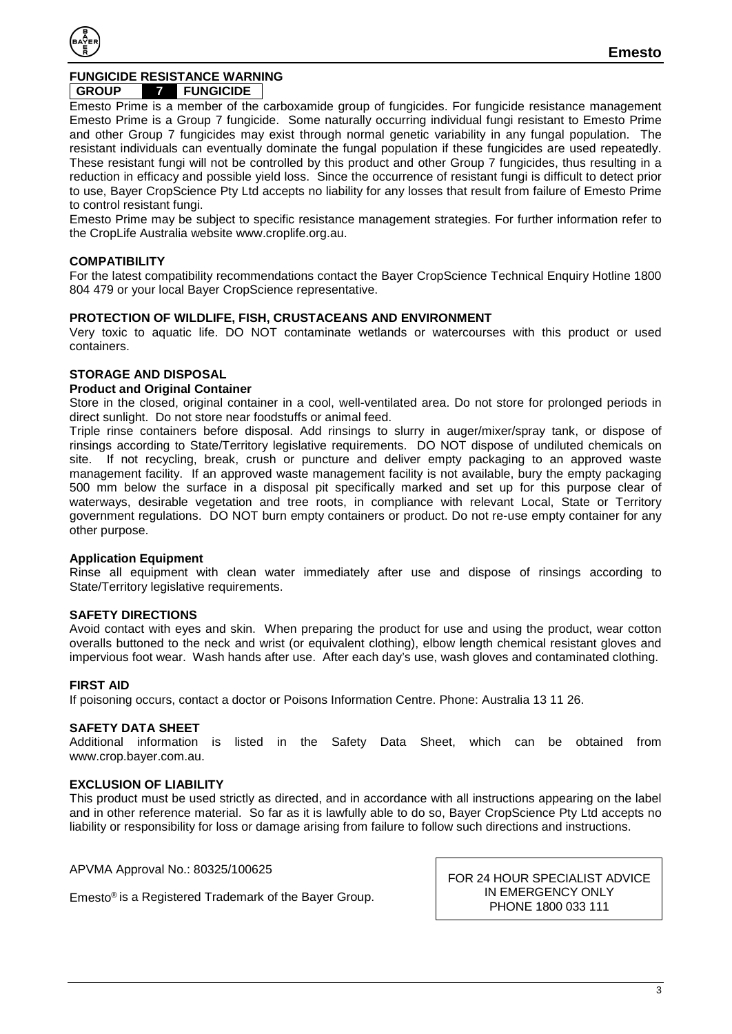## FUNGICIDE RESISTANCE WARNING

| GROUP | 7 | FUNGICIDE |
|---|---|---|

Emesto Prime is a member of the carboxamide group of fungicides. For fungicide resistance management Emesto Prime is a Group 7 fungicide. Some naturally occurring individual fungi resistant to Emesto Prime and other Group 7 fungicides may exist through normal genetic variability in any fungal population. The resistant individuals can eventually dominate the fungal population if these fungicides are used repeatedly. These resistant fungi will not be controlled by this product and other Group 7 fungicides, thus resulting in a reduction in efficacy and possible yield loss. Since the occurrence of resistant fungi is difficult to detect prior to use, Bayer CropScience Pty Ltd accepts no liability for any losses that result from failure of Emesto Prime to control resistant fungi.

Emesto Prime may be subject to specific resistance management strategies. For further information refer to the CropLife Australia website www.croplife.org.au.

## COMPATIBILITY

For the latest compatibility recommendations contact the Bayer CropScience Technical Enquiry Hotline 1800 804 479 or your local Bayer CropScience representative.

## PROTECTION OF WILDLIFE, FISH, CRUSTACEANS AND ENVIRONMENT

Very toxic to aquatic life. DO NOT contaminate wetlands or watercourses with this product or used containers.

## STORAGE AND DISPOSAL

### Product and Original Container

Store in the closed, original container in a cool, well-ventilated area. Do not store for prolonged periods in direct sunlight. Do not store near foodstuffs or animal feed.

Triple rinse containers before disposal. Add rinsings to slurry in auger/mixer/spray tank, or dispose of rinsings according to State/Territory legislative requirements. DO NOT dispose of undiluted chemicals on site. If not recycling, break, crush or puncture and deliver empty packaging to an approved waste management facility. If an approved waste management facility is not available, bury the empty packaging 500 mm below the surface in a disposal pit specifically marked and set up for this purpose clear of waterways, desirable vegetation and tree roots, in compliance with relevant Local, State or Territory government regulations. DO NOT burn empty containers or product. Do not re-use empty container for any other purpose.

### Application Equipment

Rinse all equipment with clean water immediately after use and dispose of rinsings according to State/Territory legislative requirements.

## SAFETY DIRECTIONS

Avoid contact with eyes and skin. When preparing the product for use and using the product, wear cotton overalls buttoned to the neck and wrist (or equivalent clothing), elbow length chemical resistant gloves and impervious foot wear. Wash hands after use. After each day's use, wash gloves and contaminated clothing.

## FIRST AID

If poisoning occurs, contact a doctor or Poisons Information Centre. Phone: Australia 13 11 26.

## SAFETY DATA SHEET

Additional information is listed in the Safety Data Sheet, which can be obtained from www.crop.bayer.com.au.

## EXCLUSION OF LIABILITY

This product must be used strictly as directed, and in accordance with all instructions appearing on the label and in other reference material. So far as it is lawfully able to do so, Bayer CropScience Pty Ltd accepts no liability or responsibility for loss or damage arising from failure to follow such directions and instructions.

APVMA Approval No.: 80325/100625

Emesto® is a Registered Trademark of the Bayer Group.

FOR 24 HOUR SPECIALIST ADVICE
IN EMERGENCY ONLY
PHONE 1800 033 111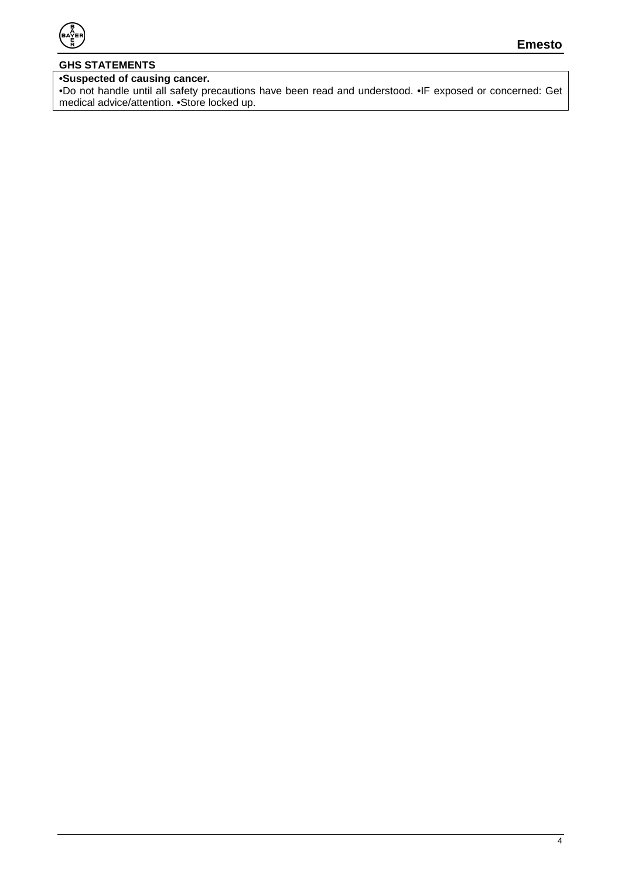**GHS STATEMENTS**

**•Suspected of causing cancer.**

•Do not handle until all safety precautions have been read and understood. •IF exposed or concerned: Get medical advice/attention. •Store locked up.